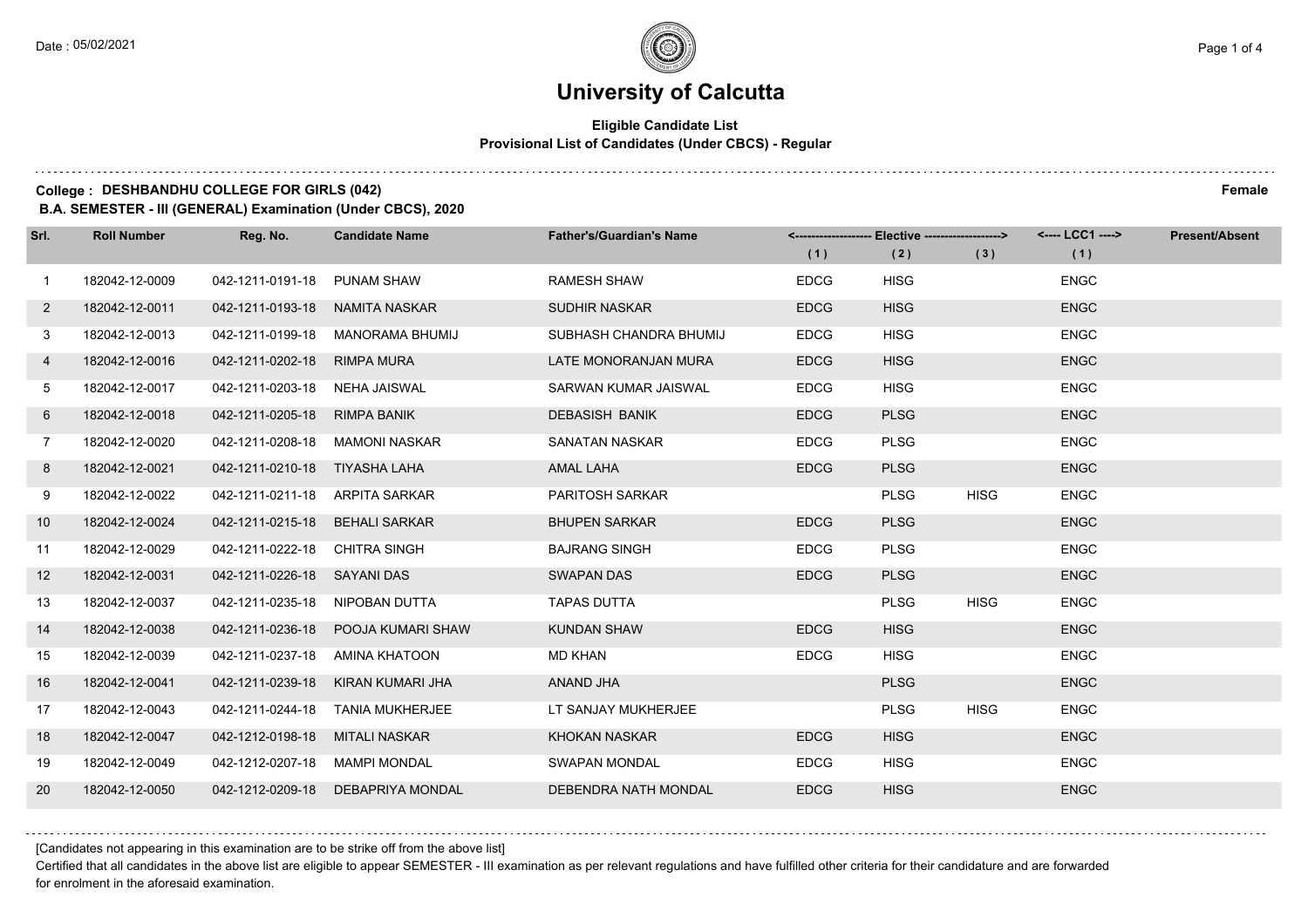Date : 05/02/2021

# University of Calcutta

**Eligible Candidate List**
**Provisional List of Candidates (Under CBCS) - Regular**

**College : DESHBANDHU COLLEGE FOR GIRLS (042)** **Female**
**B.A. SEMESTER - III (GENERAL) Examination (Under CBCS), 2020**

| Srl. | Roll Number | Reg. No. | Candidate Name | Father's/Guardian's Name | <------------------- Elective -------------------> | | | <---- LCC1 ----> | Present/Absent |
|---|---|---|---|---|---|---|---|---|---|
| | | | | | (1) | (2) | (3) | (1) | |
| 1 | 182042-12-0009 | 042-1211-0191-18 | PUNAM SHAW | RAMESH SHAW | EDCG | HISG | | ENGC | |
| 2 | 182042-12-0011 | 042-1211-0193-18 | NAMITA NASKAR | SUDHIR NASKAR | EDCG | HISG | | ENGC | |
| 3 | 182042-12-0013 | 042-1211-0199-18 | MANORAMA BHUMIJ | SUBHASH CHANDRA BHUMIJ | EDCG | HISG | | ENGC | |
| 4 | 182042-12-0016 | 042-1211-0202-18 | RIMPA MURA | LATE MONORANJAN MURA | EDCG | HISG | | ENGC | |
| 5 | 182042-12-0017 | 042-1211-0203-18 | NEHA JAISWAL | SARWAN KUMAR JAISWAL | EDCG | HISG | | ENGC | |
| 6 | 182042-12-0018 | 042-1211-0205-18 | RIMPA BANIK | DEBASISH BANIK | EDCG | PLSG | | ENGC | |
| 7 | 182042-12-0020 | 042-1211-0208-18 | MAMONI NASKAR | SANATAN NASKAR | EDCG | PLSG | | ENGC | |
| 8 | 182042-12-0021 | 042-1211-0210-18 | TIYASHA LAHA | AMAL LAHA | EDCG | PLSG | | ENGC | |
| 9 | 182042-12-0022 | 042-1211-0211-18 | ARPITA SARKAR | PARITOSH SARKAR | | PLSG | HISG | ENGC | |
| 10 | 182042-12-0024 | 042-1211-0215-18 | BEHALI SARKAR | BHUPEN SARKAR | EDCG | PLSG | | ENGC | |
| 11 | 182042-12-0029 | 042-1211-0222-18 | CHITRA SINGH | BAJRANG SINGH | EDCG | PLSG | | ENGC | |
| 12 | 182042-12-0031 | 042-1211-0226-18 | SAYANI DAS | SWAPAN DAS | EDCG | PLSG | | ENGC | |
| 13 | 182042-12-0037 | 042-1211-0235-18 | NIPOBAN DUTTA | TAPAS DUTTA | | PLSG | HISG | ENGC | |
| 14 | 182042-12-0038 | 042-1211-0236-18 | POOJA KUMARI SHAW | KUNDAN SHAW | EDCG | HISG | | ENGC | |
| 15 | 182042-12-0039 | 042-1211-0237-18 | AMINA KHATOON | MD KHAN | EDCG | HISG | | ENGC | |
| 16 | 182042-12-0041 | 042-1211-0239-18 | KIRAN KUMARI JHA | ANAND JHA | | PLSG | | ENGC | |
| 17 | 182042-12-0043 | 042-1211-0244-18 | TANIA MUKHERJEE | LT SANJAY MUKHERJEE | | PLSG | HISG | ENGC | |
| 18 | 182042-12-0047 | 042-1212-0198-18 | MITALI NASKAR | KHOKAN NASKAR | EDCG | HISG | | ENGC | |
| 19 | 182042-12-0049 | 042-1212-0207-18 | MAMPI MONDAL | SWAPAN MONDAL | EDCG | HISG | | ENGC | |
| 20 | 182042-12-0050 | 042-1212-0209-18 | DEBAPRIYA MONDAL | DEBENDRA NATH MONDAL | EDCG | HISG | | ENGC | |

[Candidates not appearing in this examination are to be strike off from the above list]

Certified that all candidates in the above list are eligible to appear SEMESTER - III examination as per relevant regulations and have fulfilled other criteria for their candidature and are forwarded for enrolment in the aforesaid examination.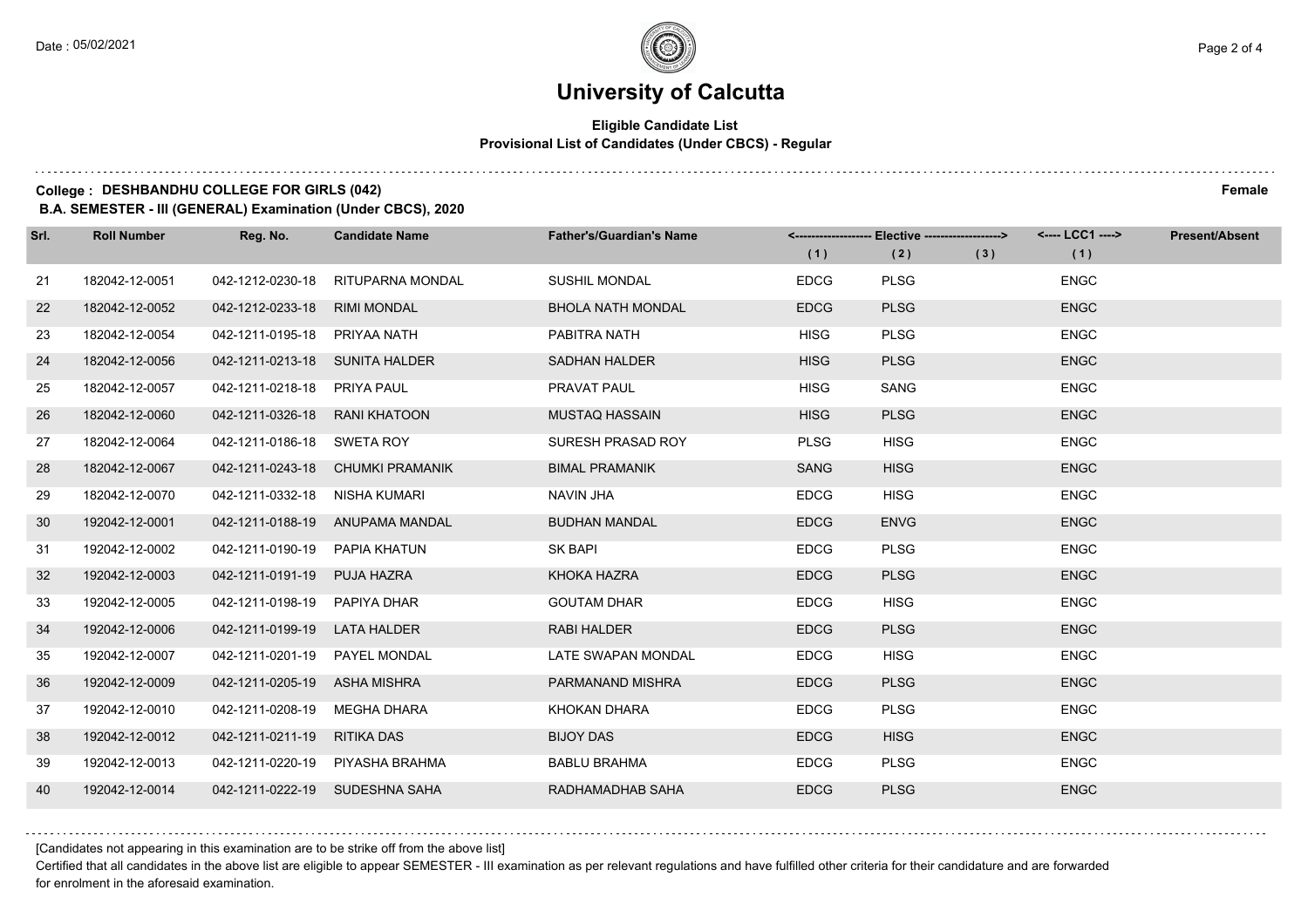# University of Calcutta

**Eligible Candidate List**
**Provisional List of Candidates (Under CBCS) - Regular**

**College : DESHBANDHU COLLEGE FOR GIRLS (042)** **Female**
**B.A. SEMESTER - III (GENERAL) Examination (Under CBCS), 2020**

| Srl. | Roll Number | Reg. No. | Candidate Name | Father's/Guardian's Name | <------ Elective ------> | | | <---- LCC1 ----> | Present/Absent |
|---|---|---|---|---|---|---|---|---|---|
| | | | | | (1) | (2) | (3) | (1) | |
| 21 | 182042-12-0051 | 042-1212-0230-18 | RITUPARNA MONDAL | SUSHIL MONDAL | EDCG | PLSG | | ENGC | |
| 22 | 182042-12-0052 | 042-1212-0233-18 | RIMI MONDAL | BHOLA NATH MONDAL | EDCG | PLSG | | ENGC | |
| 23 | 182042-12-0054 | 042-1211-0195-18 | PRIYAA NATH | PABITRA NATH | HISG | PLSG | | ENGC | |
| 24 | 182042-12-0056 | 042-1211-0213-18 | SUNITA HALDER | SADHAN HALDER | HISG | PLSG | | ENGC | |
| 25 | 182042-12-0057 | 042-1211-0218-18 | PRIYA PAUL | PRAVAT PAUL | HISG | SANG | | ENGC | |
| 26 | 182042-12-0060 | 042-1211-0326-18 | RANI KHATOON | MUSTAQ HASSAIN | HISG | PLSG | | ENGC | |
| 27 | 182042-12-0064 | 042-1211-0186-18 | SWETA ROY | SURESH PRASAD ROY | PLSG | HISG | | ENGC | |
| 28 | 182042-12-0067 | 042-1211-0243-18 | CHUMKI PRAMANIK | BIMAL PRAMANIK | SANG | HISG | | ENGC | |
| 29 | 182042-12-0070 | 042-1211-0332-18 | NISHA KUMARI | NAVIN JHA | EDCG | HISG | | ENGC | |
| 30 | 192042-12-0001 | 042-1211-0188-19 | ANUPAMA MANDAL | BUDHAN MANDAL | EDCG | ENVG | | ENGC | |
| 31 | 192042-12-0002 | 042-1211-0190-19 | PAPIA KHATUN | SK BAPI | EDCG | PLSG | | ENGC | |
| 32 | 192042-12-0003 | 042-1211-0191-19 | PUJA HAZRA | KHOKA HAZRA | EDCG | PLSG | | ENGC | |
| 33 | 192042-12-0005 | 042-1211-0198-19 | PAPIYA DHAR | GOUTAM DHAR | EDCG | HISG | | ENGC | |
| 34 | 192042-12-0006 | 042-1211-0199-19 | LATA HALDER | RABI HALDER | EDCG | PLSG | | ENGC | |
| 35 | 192042-12-0007 | 042-1211-0201-19 | PAYEL MONDAL | LATE SWAPAN MONDAL | EDCG | HISG | | ENGC | |
| 36 | 192042-12-0009 | 042-1211-0205-19 | ASHA MISHRA | PARMANAND MISHRA | EDCG | PLSG | | ENGC | |
| 37 | 192042-12-0010 | 042-1211-0208-19 | MEGHA DHARA | KHOKAN DHARA | EDCG | PLSG | | ENGC | |
| 38 | 192042-12-0012 | 042-1211-0211-19 | RITIKA DAS | BIJOY DAS | EDCG | HISG | | ENGC | |
| 39 | 192042-12-0013 | 042-1211-0220-19 | PIYASHA BRAHMA | BABLU BRAHMA | EDCG | PLSG | | ENGC | |
| 40 | 192042-12-0014 | 042-1211-0222-19 | SUDESHNA SAHA | RADHAMADHAB SAHA | EDCG | PLSG | | ENGC | |

[Candidates not appearing in this examination are to be strike off from the above list]

Certified that all candidates in the above list are eligible to appear SEMESTER - III examination as per relevant regulations and have fulfilled other criteria for their candidature and are forwarded for enrolment in the aforesaid examination.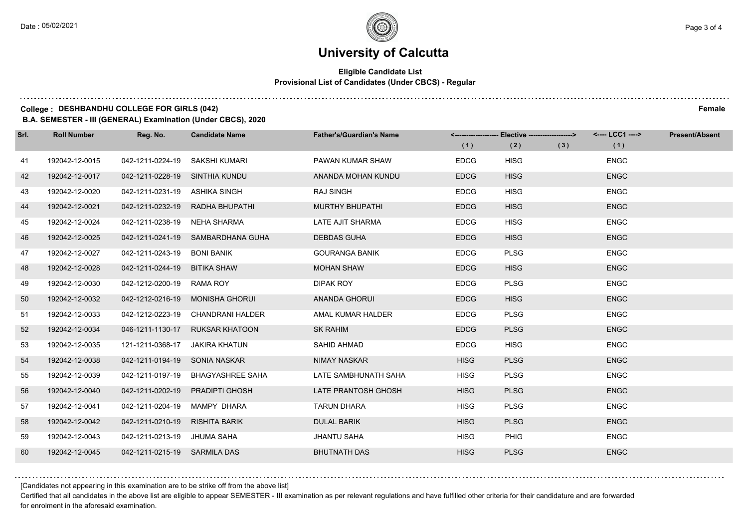# University of Calcutta

**Eligible Candidate List**
**Provisional List of Candidates (Under CBCS) - Regular**

**College : DESHBANDHU COLLEGE FOR GIRLS (042)** **Female**
**B.A. SEMESTER - III (GENERAL) Examination (Under CBCS), 2020**

| Srl. | Roll Number | Reg. No. | Candidate Name | Father's/Guardian's Name | Elective (1) | Elective (2) | Elective (3) | LCC1 (1) | Present/Absent |
|---|---|---|---|---|---|---|---|---|---|
| 41 | 192042-12-0015 | 042-1211-0224-19 | SAKSHI KUMARI | PAWAN KUMAR SHAW | EDCG | HISG | | ENGC | |
| 42 | 192042-12-0017 | 042-1211-0228-19 | SINTHIA KUNDU | ANANDA MOHAN KUNDU | EDCG | HISG | | ENGC | |
| 43 | 192042-12-0020 | 042-1211-0231-19 | ASHIKA SINGH | RAJ SINGH | EDCG | HISG | | ENGC | |
| 44 | 192042-12-0021 | 042-1211-0232-19 | RADHA BHUPATHI | MURTHY BHUPATHI | EDCG | HISG | | ENGC | |
| 45 | 192042-12-0024 | 042-1211-0238-19 | NEHA SHARMA | LATE AJIT SHARMA | EDCG | HISG | | ENGC | |
| 46 | 192042-12-0025 | 042-1211-0241-19 | SAMBARDHANA GUHA | DEBDAS GUHA | EDCG | HISG | | ENGC | |
| 47 | 192042-12-0027 | 042-1211-0243-19 | BONI BANIK | GOURANGA BANIK | EDCG | PLSG | | ENGC | |
| 48 | 192042-12-0028 | 042-1211-0244-19 | BITIKA SHAW | MOHAN SHAW | EDCG | HISG | | ENGC | |
| 49 | 192042-12-0030 | 042-1212-0200-19 | RAMA ROY | DIPAK ROY | EDCG | PLSG | | ENGC | |
| 50 | 192042-12-0032 | 042-1212-0216-19 | MONISHA GHORUI | ANANDA GHORUI | EDCG | HISG | | ENGC | |
| 51 | 192042-12-0033 | 042-1212-0223-19 | CHANDRANI HALDER | AMAL KUMAR HALDER | EDCG | PLSG | | ENGC | |
| 52 | 192042-12-0034 | 046-1211-1130-17 | RUKSAR KHATOON | SK RAHIM | EDCG | PLSG | | ENGC | |
| 53 | 192042-12-0035 | 121-1211-0368-17 | JAKIRA KHATUN | SAHID AHMAD | EDCG | HISG | | ENGC | |
| 54 | 192042-12-0038 | 042-1211-0194-19 | SONIA NASKAR | NIMAY NASKAR | HISG | PLSG | | ENGC | |
| 55 | 192042-12-0039 | 042-1211-0197-19 | BHAGYASHREE SAHA | LATE SAMBHUNATH SAHA | HISG | PLSG | | ENGC | |
| 56 | 192042-12-0040 | 042-1211-0202-19 | PRADIPTI GHOSH | LATE PRANTOSH GHOSH | HISG | PLSG | | ENGC | |
| 57 | 192042-12-0041 | 042-1211-0204-19 | MAMPY DHARA | TARUN DHARA | HISG | PLSG | | ENGC | |
| 58 | 192042-12-0042 | 042-1211-0210-19 | RISHITA BARIK | DULAL BARIK | HISG | PLSG | | ENGC | |
| 59 | 192042-12-0043 | 042-1211-0213-19 | JHUMA SAHA | JHANTU SAHA | HISG | PHIG | | ENGC | |
| 60 | 192042-12-0045 | 042-1211-0215-19 | SARMILA DAS | BHUTNATH DAS | HISG | PLSG | | ENGC | |

[Candidates not appearing in this examination are to be strike off from the above list]

Certified that all candidates in the above list are eligible to appear SEMESTER - III examination as per relevant regulations and have fulfilled other criteria for their candidature and are forwarded for enrolment in the aforesaid examination.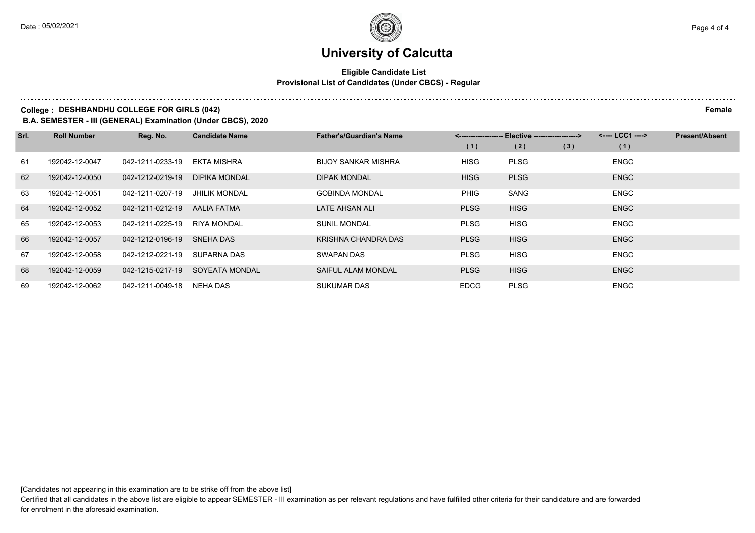# University of Calcutta

**Eligible Candidate List**
**Provisional List of Candidates (Under CBCS) - Regular**

**College : DESHBANDHU COLLEGE FOR GIRLS (042)** **Female**

**B.A. SEMESTER - III (GENERAL) Examination (Under CBCS), 2020**

| Srl. | Roll Number | Reg. No. | Candidate Name | Father's/Guardian's Name | <------------------ Elective ------------------> | | | <---- LCC1 ----> | Present/Absent |
|---|---|---|---|---|---|---|---|---|---|
| | | | | | (1) | (2) | (3) | (1) | |
| 61 | 192042-12-0047 | 042-1211-0233-19 | EKTA MISHRA | BIJOY SANKAR MISHRA | HISG | PLSG | | ENGC | |
| 62 | 192042-12-0050 | 042-1212-0219-19 | DIPIKA MONDAL | DIPAK MONDAL | HISG | PLSG | | ENGC | |
| 63 | 192042-12-0051 | 042-1211-0207-19 | JHILIK MONDAL | GOBINDA MONDAL | PHIG | SANG | | ENGC | |
| 64 | 192042-12-0052 | 042-1211-0212-19 | AALIA FATMA | LATE AHSAN ALI | PLSG | HISG | | ENGC | |
| 65 | 192042-12-0053 | 042-1211-0225-19 | RIYA MONDAL | SUNIL MONDAL | PLSG | HISG | | ENGC | |
| 66 | 192042-12-0057 | 042-1212-0196-19 | SNEHA DAS | KRISHNA CHANDRA DAS | PLSG | HISG | | ENGC | |
| 67 | 192042-12-0058 | 042-1212-0221-19 | SUPARNA DAS | SWAPAN DAS | PLSG | HISG | | ENGC | |
| 68 | 192042-12-0059 | 042-1215-0217-19 | SOYEATA MONDAL | SAIFUL ALAM MONDAL | PLSG | HISG | | ENGC | |
| 69 | 192042-12-0062 | 042-1211-0049-18 | NEHA DAS | SUKUMAR DAS | EDCG | PLSG | | ENGC | |

[Candidates not appearing in this examination are to be strike off from the above list]

Certified that all candidates in the above list are eligible to appear SEMESTER - III examination as per relevant regulations and have fulfilled other criteria for their candidature and are forwarded for enrolment in the aforesaid examination.